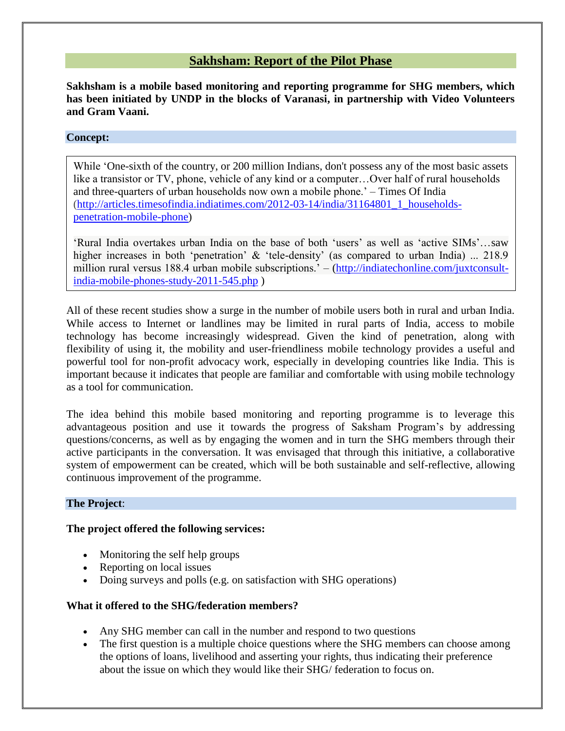# Sakhsham: Report of the Pilot Phase

**Sakhsham is a mobile based monitoring and reporting programme for SHG members, which has been initiated by UNDP in the blocks of Varanasi, in partnership with Video Volunteers and Gram Vaani.**

## Concept:

> While 'One-sixth of the country, or 200 million Indians, don't possess any of the most basic assets like a transistor or TV, phone, vehicle of any kind or a computer…Over half of rural households and three-quarters of urban households now own a mobile phone.' – Times Of India (http://articles.timesofindia.indiatimes.com/2012-03-14/india/31164801_1_households-penetration-mobile-phone)
>
> 'Rural India overtakes urban India on the base of both 'users' as well as 'active SIMs'…saw higher increases in both 'penetration' & 'tele-density' (as compared to urban India) ... 218.9 million rural versus 188.4 urban mobile subscriptions.' – (http://indiatechonline.com/juxtconsult-india-mobile-phones-study-2011-545.php )

All of these recent studies show a surge in the number of mobile users both in rural and urban India. While access to Internet or landlines may be limited in rural parts of India, access to mobile technology has become increasingly widespread. Given the kind of penetration, along with flexibility of using it, the mobility and user-friendliness mobile technology provides a useful and powerful tool for non-profit advocacy work, especially in developing countries like India. This is important because it indicates that people are familiar and comfortable with using mobile technology as a tool for communication.

The idea behind this mobile based monitoring and reporting programme is to leverage this advantageous position and use it towards the progress of Saksham Program's by addressing questions/concerns, as well as by engaging the women and in turn the SHG members through their active participants in the conversation. It was envisaged that through this initiative, a collaborative system of empowerment can be created, which will be both sustainable and self-reflective, allowing continuous improvement of the programme.

## The Project:

**The project offered the following services:**

- Monitoring the self help groups
- Reporting on local issues
- Doing surveys and polls (e.g. on satisfaction with SHG operations)

**What it offered to the SHG/federation members?**

- Any SHG member can call in the number and respond to two questions
- The first question is a multiple choice questions where the SHG members can choose among the options of loans, livelihood and asserting your rights, thus indicating their preference about the issue on which they would like their SHG/ federation to focus on.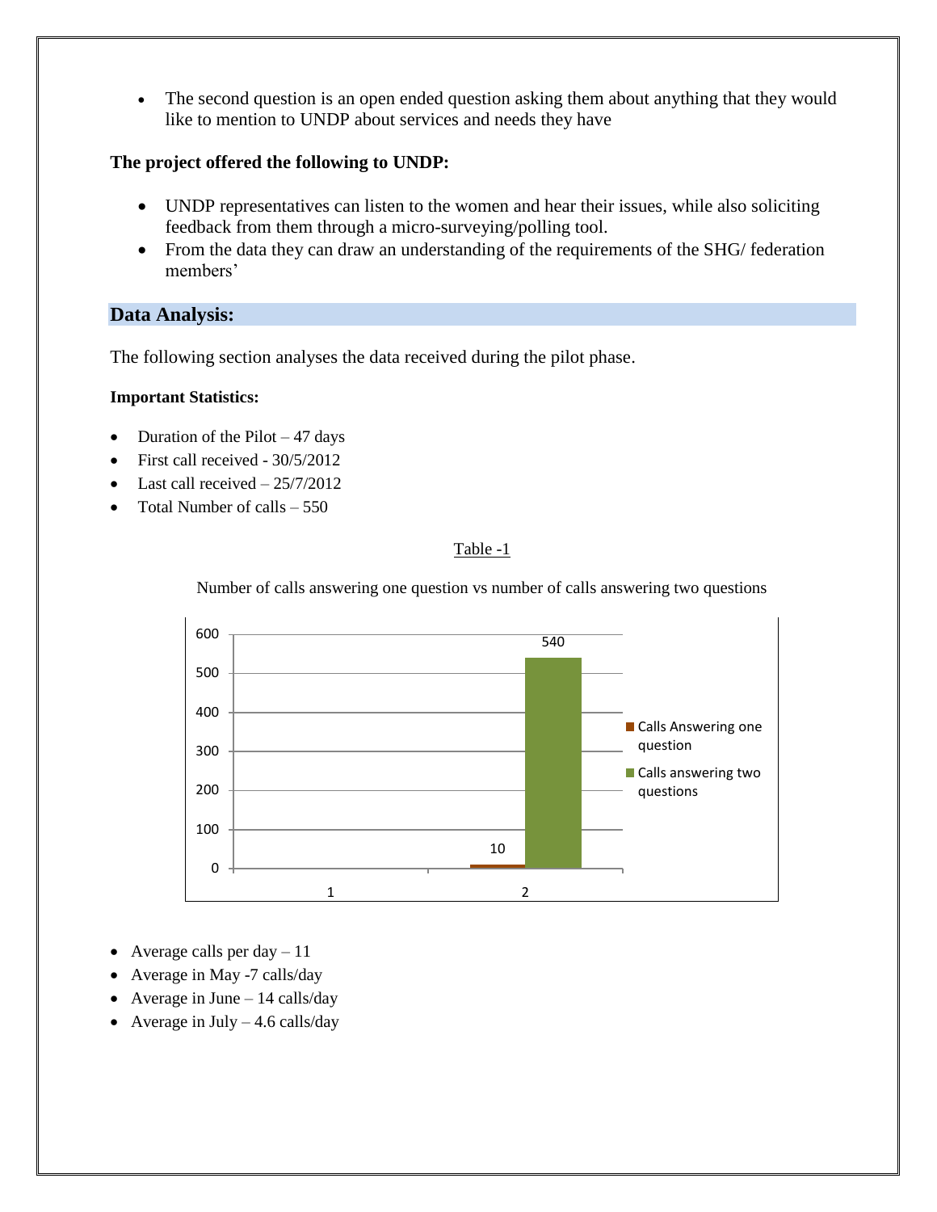- The second question is an open ended question asking them about anything that they would like to mention to UNDP about services and needs they have

**The project offered the following to UNDP:**

- UNDP representatives can listen to the women and hear their issues, while also soliciting feedback from them through a micro-surveying/polling tool.
- From the data they can draw an understanding of the requirements of the SHG/ federation members'

## Data Analysis:

The following section analyses the data received during the pilot phase.

**Important Statistics:**

- Duration of the Pilot – 47 days
- First call received - 30/5/2012
- Last call received – 25/7/2012
- Total Number of calls – 550

Table -1

Number of calls answering one question vs number of calls answering two questions

| | Calls Answering one question | Calls answering two questions |
|---|---|---|
| 2 | 10 | 540 |

- Average calls per day – 11
- Average in May -7 calls/day
- Average in June – 14 calls/day
- Average in July – 4.6 calls/day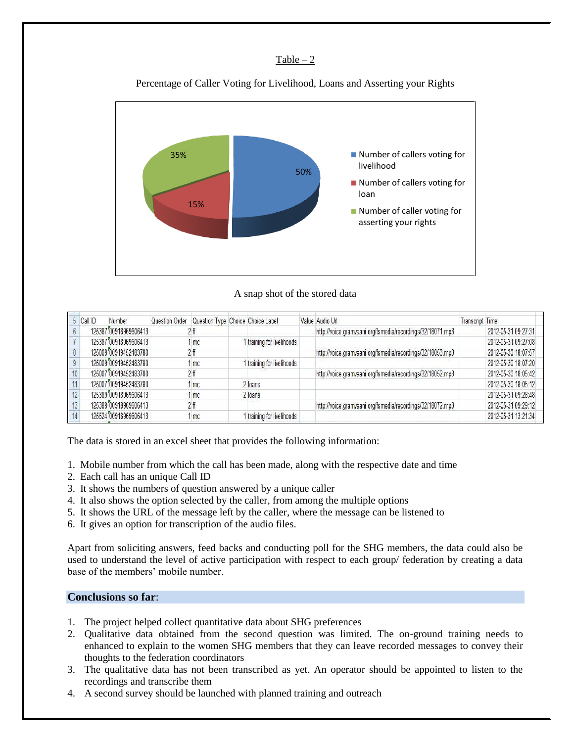Table – 2

Percentage of Caller Voting for Livelihood, Loans and Asserting your Rights

50%

15%

35%

Number of callers voting for livelihood

Number of callers voting for loan

Number of caller voting for asserting your rights

A snap shot of the stored data

| 5 | Call ID | Number | Question Order | Question Type | Choice | Choice Label | Value | Audio Url | Transcript | Time |
|---|---|---|---|---|---|---|---|---|---|---|
| 6 | 125387 | 00918969606413 | 2 | ff | | | | http://voice.gramvaani.org/fsmedia/recordings/32/18071.mp3 | | 2012-05-31 09:27:31 |
| 7 | 125387 | 00918969606413 | 1 | mc | 1 | training for livelihoods | | | | 2012-05-31 09:27:08 |
| 8 | 125009 | 00919452483780 | 2 | ff | | | | http://voice.gramvaani.org/fsmedia/recordings/32/18053.mp3 | | 2012-05-30 18:07:57 |
| 9 | 125009 | 00919452483780 | 1 | mc | 1 | training for livelihoods | | | | 2012-05-30 18:07:20 |
| 10 | 125007 | 00919452483780 | 2 | ff | | | | http://voice.gramvaani.org/fsmedia/recordings/32/18052.mp3 | | 2012-05-30 18:05:42 |
| 11 | 125007 | 00919452483780 | 1 | mc | 2 | loans | | | | 2012-05-30 18:05:12 |
| 12 | 125389 | 00918969606413 | 1 | mc | 2 | loans | | | | 2012-05-31 09:28:48 |
| 13 | 125389 | 00918969606413 | 2 | ff | | | | http://voice.gramvaani.org/fsmedia/recordings/32/18072.mp3 | | 2012-05-31 09:29:12 |
| 14 | 125524 | 00918969606413 | 1 | mc | 1 | training for livelihoods | | | | 2012-05-31 13:21:34 |

The data is stored in an excel sheet that provides the following information:

1. Mobile number from which the call has been made, along with the respective date and time
2. Each call has an unique Call ID
3. It shows the numbers of question answered by a unique caller
4. It also shows the option selected by the caller, from among the multiple options
5. It shows the URL of the message left by the caller, where the message can be listened to
6. It gives an option for transcription of the audio files.

Apart from soliciting answers, feed backs and conducting poll for the SHG members, the data could also be used to understand the level of active participation with respect to each group/ federation by creating a data base of the members' mobile number.

**Conclusions so far**:

1. The project helped collect quantitative data about SHG preferences
2. Qualitative data obtained from the second question was limited. The on-ground training needs to enhanced to explain to the women SHG members that they can leave recorded messages to convey their thoughts to the federation coordinators
3. The qualitative data has not been transcribed as yet. An operator should be appointed to listen to the recordings and transcribe them
4. A second survey should be launched with planned training and outreach